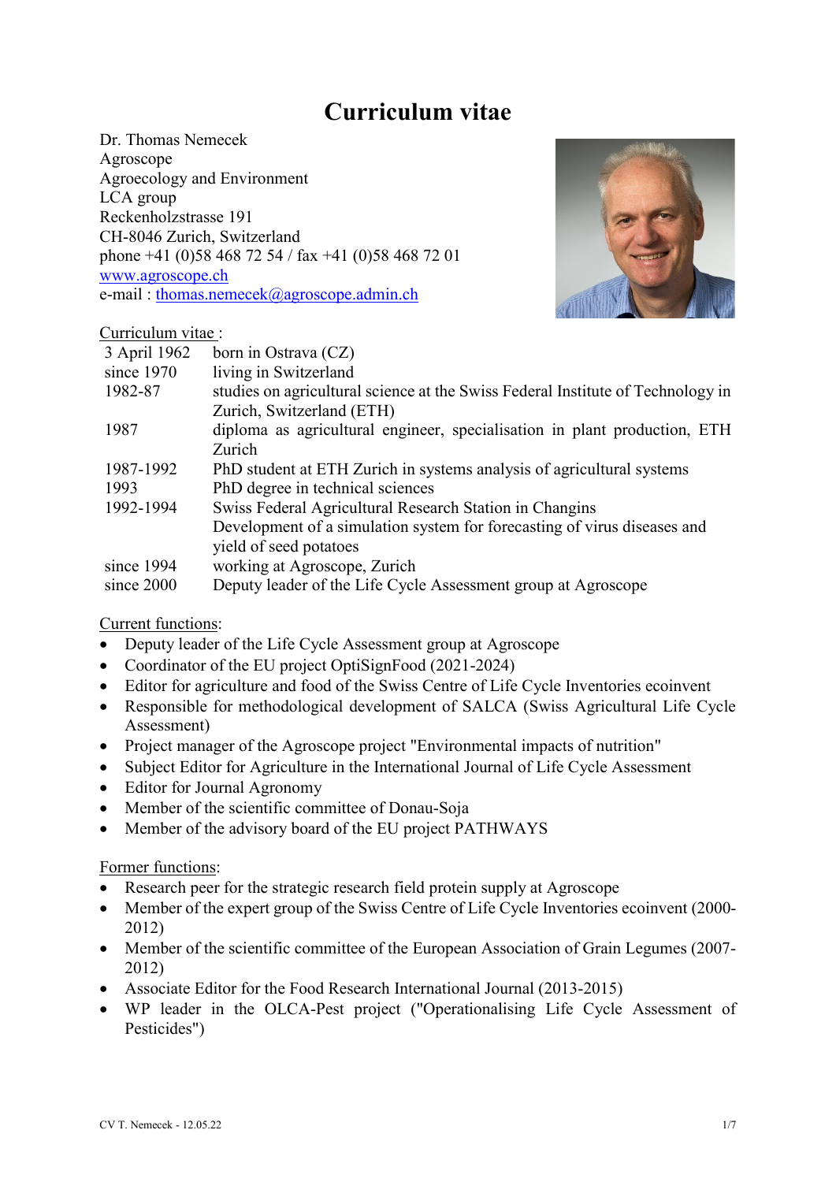# Curriculum vitae

Dr. Thomas Nemecek
Agroscope
Agroecology and Environment
LCA group
Reckenholzstrasse 191
CH-8046 Zurich, Switzerland
phone +41 (0)58 468 72 54 / fax +41 (0)58 468 72 01
[www.agroscope.ch](http://www.agroscope.ch)
e-mail : [thomas.nemecek@agroscope.admin.ch](mailto:thomas.nemecek@agroscope.admin.ch)

Curriculum vitae :

| | |
|---|---|
| 3 April 1962 | born in Ostrava (CZ) |
| since 1970 | living in Switzerland |
| 1982-87 | studies on agricultural science at the Swiss Federal Institute of Technology in Zurich, Switzerland (ETH) |
| 1987 | diploma as agricultural engineer, specialisation in plant production, ETH Zurich |
| 1987-1992 | PhD student at ETH Zurich in systems analysis of agricultural systems |
| 1993 | PhD degree in technical sciences |
| 1992-1994 | Swiss Federal Agricultural Research Station in Changins<br>Development of a simulation system for forecasting of virus diseases and yield of seed potatoes |
| since 1994 | working at Agroscope, Zurich |
| since 2000 | Deputy leader of the Life Cycle Assessment group at Agroscope |

Current functions:

- Deputy leader of the Life Cycle Assessment group at Agroscope
- Coordinator of the EU project OptiSignFood (2021-2024)
- Editor for agriculture and food of the Swiss Centre of Life Cycle Inventories ecoinvent
- Responsible for methodological development of SALCA (Swiss Agricultural Life Cycle Assessment)
- Project manager of the Agroscope project "Environmental impacts of nutrition"
- Subject Editor for Agriculture in the International Journal of Life Cycle Assessment
- Editor for Journal Agronomy
- Member of the scientific committee of Donau-Soja
- Member of the advisory board of the EU project PATHWAYS

Former functions:

- Research peer for the strategic research field protein supply at Agroscope
- Member of the expert group of the Swiss Centre of Life Cycle Inventories ecoinvent (2000-2012)
- Member of the scientific committee of the European Association of Grain Legumes (2007-2012)
- Associate Editor for the Food Research International Journal (2013-2015)
- WP leader in the OLCA-Pest project ("Operationalising Life Cycle Assessment of Pesticides")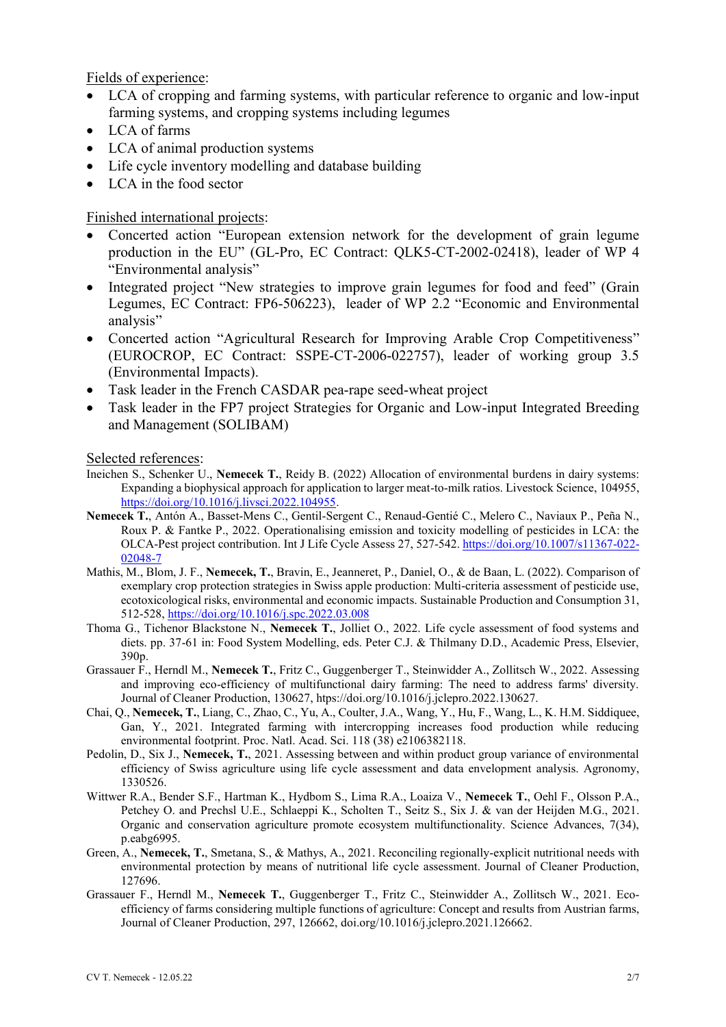Fields of experience:

- LCA of cropping and farming systems, with particular reference to organic and low-input farming systems, and cropping systems including legumes
- LCA of farms
- LCA of animal production systems
- Life cycle inventory modelling and database building
- LCA in the food sector

Finished international projects:

- Concerted action "European extension network for the development of grain legume production in the EU" (GL-Pro, EC Contract: QLK5-CT-2002-02418), leader of WP 4 "Environmental analysis"
- Integrated project "New strategies to improve grain legumes for food and feed" (Grain Legumes, EC Contract: FP6-506223), leader of WP 2.2 "Economic and Environmental analysis"
- Concerted action "Agricultural Research for Improving Arable Crop Competitiveness" (EUROCROP, EC Contract: SSPE-CT-2006-022757), leader of working group 3.5 (Environmental Impacts).
- Task leader in the French CASDAR pea-rape seed-wheat project
- Task leader in the FP7 project Strategies for Organic and Low-input Integrated Breeding and Management (SOLIBAM)

Selected references:

Ineichen S., Schenker U., **Nemecek T.**, Reidy B. (2022) Allocation of environmental burdens in dairy systems: Expanding a biophysical approach for application to larger meat-to-milk ratios. Livestock Science, 104955, https://doi.org/10.1016/j.livsci.2022.104955.

**Nemecek T.**, Antón A., Basset-Mens C., Gentil-Sergent C., Renaud-Gentié C., Melero C., Naviaux P., Peña N., Roux P. & Fantke P., 2022. Operationalising emission and toxicity modelling of pesticides in LCA: the OLCA-Pest project contribution. Int J Life Cycle Assess 27, 527-542. https://doi.org/10.1007/s11367-022-02048-7

Mathis, M., Blom, J. F., **Nemecek, T.**, Bravin, E., Jeanneret, P., Daniel, O., & de Baan, L. (2022). Comparison of exemplary crop protection strategies in Swiss apple production: Multi-criteria assessment of pesticide use, ecotoxicological risks, environmental and economic impacts. Sustainable Production and Consumption 31, 512-528, https://doi.org/10.1016/j.spc.2022.03.008

Thoma G., Tichenor Blackstone N., **Nemecek T.**, Jolliet O., 2022. Life cycle assessment of food systems and diets. pp. 37-61 in: Food System Modelling, eds. Peter C.J. & Thilmany D.D., Academic Press, Elsevier, 390p.

Grassauer F., Herndl M., **Nemecek T.**, Fritz C., Guggenberger T., Steinwidder A., Zollitsch W., 2022. Assessing and improving eco-efficiency of multifunctional dairy farming: The need to address farms' diversity. Journal of Cleaner Production, 130627, htps://doi.org/10.1016/j.jclepro.2022.130627.

Chai, Q., **Nemecek, T.**, Liang, C., Zhao, C., Yu, A., Coulter, J.A., Wang, Y., Hu, F., Wang, L., K. H.M. Siddique, Gan, Y., 2021. Integrated farming with intercropping increases food production while reducing environmental footprint. Proc. Natl. Acad. Sci. 118 (38) e2106382118.

Pedolin, D., Six J., **Nemecek, T.**, 2021. Assessing between and within product group variance of environmental efficiency of Swiss agriculture using life cycle assessment and data envelopment analysis. Agronomy, 1330526.

Wittwer R.A., Bender S.F., Hartman K., Hydbom S., Lima R.A., Loaiza V., **Nemecek T.**, Oehl F., Olsson P.A., Petchey O. and Prechsl U.E., Schlaeppi K., Scholten T., Seitz S., Six J. & van der Heijden M.G., 2021. Organic and conservation agriculture promote ecosystem multifunctionality. Science Advances, 7(34), p.eabg6995.

Green, A., **Nemecek, T.**, Smetana, S., & Mathys, A., 2021. Reconciling regionally-explicit nutritional needs with environmental protection by means of nutritional life cycle assessment. Journal of Cleaner Production, 127696.

Grassauer F., Herndl M., **Nemecek T.**, Guggenberger T., Fritz C., Steinwidder A., Zollitsch W., 2021. Eco-efficiency of farms considering multiple functions of agriculture: Concept and results from Austrian farms, Journal of Cleaner Production, 297, 126662, doi.org/10.1016/j.jclepro.2021.126662.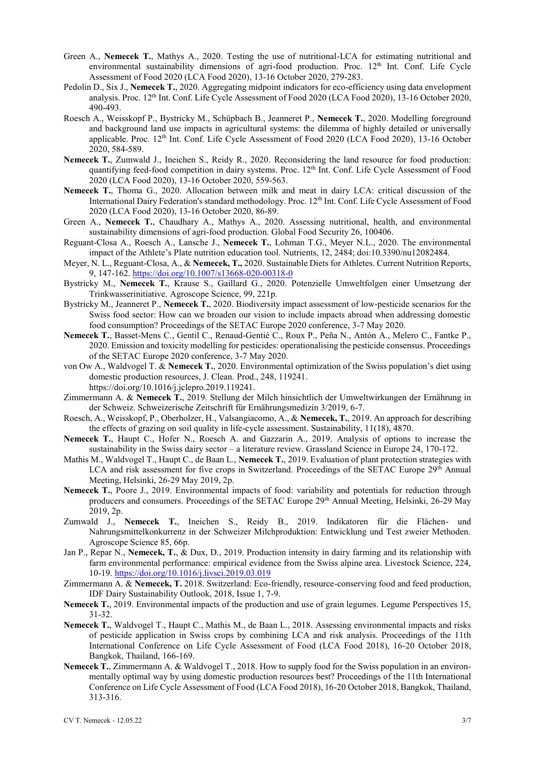Green A., **Nemecek T.**, Mathys A., 2020. Testing the use of nutritional-LCA for estimating nutritional and environmental sustainability dimensions of agri-food production. Proc. 12th Int. Conf. Life Cycle Assessment of Food 2020 (LCA Food 2020), 13-16 October 2020, 279-283.

Pedolin D., Six J., **Nemecek T.**, 2020. Aggregating midpoint indicators for eco-efficiency using data envelopment analysis. Proc. 12th Int. Conf. Life Cycle Assessment of Food 2020 (LCA Food 2020), 13-16 October 2020, 490-493.

Roesch A., Weisskopf P., Bystricky M., Schüpbach B., Jeanneret P., **Nemecek T.**, 2020. Modelling foreground and background land use impacts in agricultural systems: the dilemma of highly detailed or universally applicable. Proc. 12th Int. Conf. Life Cycle Assessment of Food 2020 (LCA Food 2020), 13-16 October 2020, 584-589.

**Nemecek T.**, Zumwald J., Ineichen S., Reidy R., 2020. Reconsidering the land resource for food production: quantifying feed-food competition in dairy systems. Proc. 12th Int. Conf. Life Cycle Assessment of Food 2020 (LCA Food 2020), 13-16 October 2020, 559-563.

**Nemecek T.**, Thoma G., 2020. Allocation between milk and meat in dairy LCA: critical discussion of the International Dairy Federation's standard methodology. Proc. 12th Int. Conf. Life Cycle Assessment of Food 2020 (LCA Food 2020), 13-16 October 2020, 86-89.

Green A., **Nemecek T.**, Chaudhary A., Mathys A., 2020. Assessing nutritional, health, and environmental sustainability dimensions of agri-food production. Global Food Security 26, 100406.

Reguant-Closa A., Roesch A., Lansche J., **Nemecek T.**, Lohman T.G., Meyer N.L., 2020. The environmental impact of the Athlete's Plate nutrition education tool. Nutrients, 12, 2484; doi:10.3390/nu12082484.

Meyer, N. L., Reguant-Closa, A., & **Nemecek, T.,** 2020. Sustainable Diets for Athletes. Current Nutrition Reports, 9, 147-162. https://doi.org/10.1007/s13668-020-00318-0

Bystricky M., **Nemecek T.**, Krause S., Gaillard G., 2020. Potenzielle Umweltfolgen einer Umsetzung der Trinkwasserinitiative. Agroscope Science, 99, 221p.

Bystricky M., Jeanneret P., **Nemecek T.**, 2020. Biodiversity impact assessment of low-pesticide scenarios for the Swiss food sector: How can we broaden our vision to include impacts abroad when addressing domestic food consumption? Proceedings of the SETAC Europe 2020 conference, 3-7 May 2020.

**Nemecek T.**, Basset-Mens C., Gentil C., Renaud-Gentié C., Roux P., Peña N., Antón A., Melero C., Fantke P., 2020. Emission and toxicity modelling for pesticides: operationalising the pesticide consensus. Proceedings of the SETAC Europe 2020 conference, 3-7 May 2020.

von Ow A., Waldvogel T. & **Nemecek T.**, 2020. Environmental optimization of the Swiss population's diet using domestic production resources, J. Clean. Prod., 248, 119241. https://doi.org/10.1016/j.jclepro.2019.119241.

Zimmermann A. & **Nemecek T.**, 2019. Stellung der Milch hinsichtlich der Umweltwirkungen der Ernährung in der Schweiz. Schweizerische Zeitschrift für Ernährungsmedizin 3/2019, 6-7.

Roesch, A., Weisskopf, P., Oberholzer, H., Valsangiacomo, A., & **Nemecek, T.**, 2019. An approach for describing the effects of grazing on soil quality in life-cycle assessment. Sustainability, 11(18), 4870.

**Nemecek T.**, Haupt C., Hofer N., Roesch A. and Gazzarin A., 2019. Analysis of options to increase the sustainability in the Swiss dairy sector – a literature review. Grassland Science in Europe 24, 170-172.

Mathis M., Waldvogel T., Haupt C., de Baan L., **Nemecek T.**, 2019. Evaluation of plant protection strategies with LCA and risk assessment for five crops in Switzerland. Proceedings of the SETAC Europe 29th Annual Meeting, Helsinki, 26-29 May 2019, 2p.

**Nemecek T.**, Poore J., 2019. Environmental impacts of food: variability and potentials for reduction through producers and consumers. Proceedings of the SETAC Europe 29th Annual Meeting, Helsinki, 26-29 May 2019, 2p.

Zumwald J., **Nemecek T.**, Ineichen S., Reidy B., 2019. Indikatoren für die Flächen- und Nahrungsmittelkonkurrenz in der Schweizer Milchproduktion: Entwicklung und Test zweier Methoden. Agroscope Science 85, 66p.

Jan P., Repar N., **Nemecek, T.**, & Dux, D., 2019. Production intensity in dairy farming and its relationship with farm environmental performance: empirical evidence from the Swiss alpine area. Livestock Science, 224, 10-19. https://doi.org/10.1016/j.livsci.2019.03.019

Zimmermann A. & **Nemecek, T.** 2018. Switzerland: Eco-friendly, resource-conserving food and feed production, IDF Dairy Sustainability Outlook, 2018, Issue 1, 7-9.

**Nemecek T.**, 2019. Environmental impacts of the production and use of grain legumes. Legume Perspectives 15, 31-32.

**Nemecek T.**, Waldvogel T., Haupt C., Mathis M., de Baan L., 2018. Assessing environmental impacts and risks of pesticide application in Swiss crops by combining LCA and risk analysis. Proceedings of the 11th International Conference on Life Cycle Assessment of Food (LCA Food 2018), 16-20 October 2018, Bangkok, Thailand, 166-169.

**Nemecek T.**, Zimmermann A. & Waldvogel T., 2018. How to supply food for the Swiss population in an environmentally optimal way by using domestic production resources best? Proceedings of the 11th International Conference on Life Cycle Assessment of Food (LCA Food 2018), 16-20 October 2018, Bangkok, Thailand, 313-316.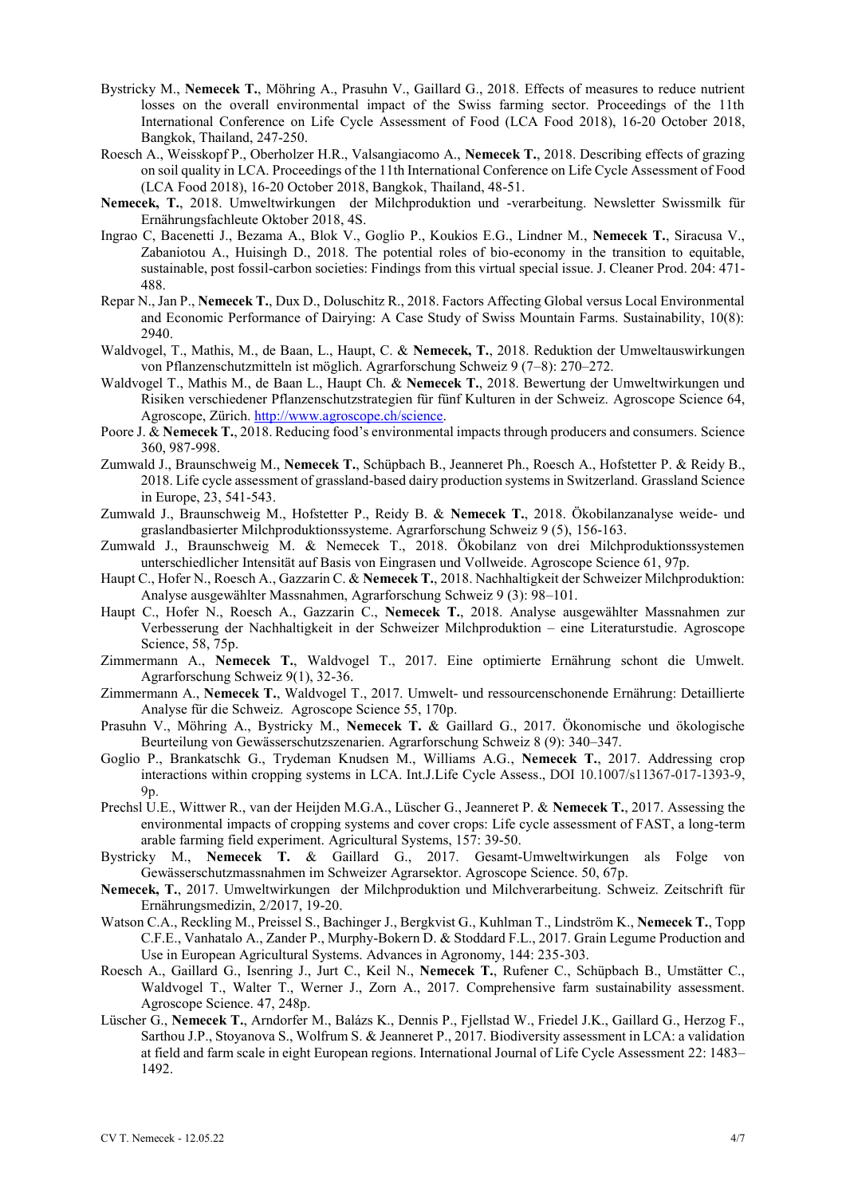- Bystricky M., **Nemecek T.**, Möhring A., Prasuhn V., Gaillard G., 2018. Effects of measures to reduce nutrient losses on the overall environmental impact of the Swiss farming sector. Proceedings of the 11th International Conference on Life Cycle Assessment of Food (LCA Food 2018), 16-20 October 2018, Bangkok, Thailand, 247-250.
- Roesch A., Weisskopf P., Oberholzer H.R., Valsangiacomo A., **Nemecek T.**, 2018. Describing effects of grazing on soil quality in LCA. Proceedings of the 11th International Conference on Life Cycle Assessment of Food (LCA Food 2018), 16-20 October 2018, Bangkok, Thailand, 48-51.
- **Nemecek, T.**, 2018. Umweltwirkungen der Milchproduktion und -verarbeitung. Newsletter Swissmilk für Ernährungsfachleute Oktober 2018, 4S.
- Ingrao C, Bacenetti J., Bezama A., Blok V., Goglio P., Koukios E.G., Lindner M., **Nemecek T.**, Siracusa V., Zabaniotou A., Huisingh D., 2018. The potential roles of bio-economy in the transition to equitable, sustainable, post fossil-carbon societies: Findings from this virtual special issue. J. Cleaner Prod. 204: 471-488.
- Repar N., Jan P., **Nemecek T.**, Dux D., Doluschitz R., 2018. Factors Affecting Global versus Local Environmental and Economic Performance of Dairying: A Case Study of Swiss Mountain Farms. Sustainability, 10(8): 2940.
- Waldvogel, T., Mathis, M., de Baan, L., Haupt, C. & **Nemecek, T.**, 2018. Reduktion der Umweltauswirkungen von Pflanzenschutzmitteln ist möglich. Agrarforschung Schweiz 9 (7–8): 270–272.
- Waldvogel T., Mathis M., de Baan L., Haupt Ch. & **Nemecek T.**, 2018. Bewertung der Umweltwirkungen und Risiken verschiedener Pflanzenschutzstrategien für fünf Kulturen in der Schweiz. Agroscope Science 64, Agroscope, Zürich. http://www.agroscope.ch/science.
- Poore J. & **Nemecek T.**, 2018. Reducing food's environmental impacts through producers and consumers. Science 360, 987-998.
- Zumwald J., Braunschweig M., **Nemecek T.**, Schüpbach B., Jeanneret Ph., Roesch A., Hofstetter P. & Reidy B., 2018. Life cycle assessment of grassland-based dairy production systems in Switzerland. Grassland Science in Europe, 23, 541-543.
- Zumwald J., Braunschweig M., Hofstetter P., Reidy B. & **Nemecek T.**, 2018. Ökobilanzanalyse weide- und graslandbasierter Milchproduktionssysteme. Agrarforschung Schweiz 9 (5), 156-163.
- Zumwald J., Braunschweig M. & Nemecek T., 2018. Ökobilanz von drei Milchproduktionssystemen unterschiedlicher Intensität auf Basis von Eingrasen und Vollweide. Agroscope Science 61, 97p.
- Haupt C., Hofer N., Roesch A., Gazzarin C. & **Nemecek T.**, 2018. Nachhaltigkeit der Schweizer Milchproduktion: Analyse ausgewählter Massnahmen, Agrarforschung Schweiz 9 (3): 98–101.
- Haupt C., Hofer N., Roesch A., Gazzarin C., **Nemecek T.**, 2018. Analyse ausgewählter Massnahmen zur Verbesserung der Nachhaltigkeit in der Schweizer Milchproduktion – eine Literaturstudie. Agroscope Science, 58, 75p.
- Zimmermann A., **Nemecek T.**, Waldvogel T., 2017. Eine optimierte Ernährung schont die Umwelt. Agrarforschung Schweiz 9(1), 32-36.
- Zimmermann A., **Nemecek T.**, Waldvogel T., 2017. Umwelt- und ressourcenschonende Ernährung: Detaillierte Analyse für die Schweiz. Agroscope Science 55, 170p.
- Prasuhn V., Möhring A., Bystricky M., **Nemecek T.** & Gaillard G., 2017. Ökonomische und ökologische Beurteilung von Gewässerschutzszenarien. Agrarforschung Schweiz 8 (9): 340–347.
- Goglio P., Brankatschk G., Trydeman Knudsen M., Williams A.G., **Nemecek T.**, 2017. Addressing crop interactions within cropping systems in LCA. Int.J.Life Cycle Assess., DOI 10.1007/s11367-017-1393-9, 9p.
- Prechsl U.E., Wittwer R., van der Heijden M.G.A., Lüscher G., Jeanneret P. & **Nemecek T.**, 2017. Assessing the environmental impacts of cropping systems and cover crops: Life cycle assessment of FAST, a long-term arable farming field experiment. Agricultural Systems, 157: 39-50.
- Bystricky M., **Nemecek T.** & Gaillard G., 2017. Gesamt-Umweltwirkungen als Folge von Gewässerschutzmassnahmen im Schweizer Agrarsektor. Agroscope Science. 50, 67p.
- **Nemecek, T.**, 2017. Umweltwirkungen der Milchproduktion und Milchverarbeitung. Schweiz. Zeitschrift für Ernährungsmedizin, 2/2017, 19-20.
- Watson C.A., Reckling M., Preissel S., Bachinger J., Bergkvist G., Kuhlman T., Lindström K., **Nemecek T.**, Topp C.F.E., Vanhatalo A., Zander P., Murphy-Bokern D. & Stoddard F.L., 2017. Grain Legume Production and Use in European Agricultural Systems. Advances in Agronomy, 144: 235-303.
- Roesch A., Gaillard G., Isenring J., Jurt C., Keil N., **Nemecek T.**, Rufener C., Schüpbach B., Umstätter C., Waldvogel T., Walter T., Werner J., Zorn A., 2017. Comprehensive farm sustainability assessment. Agroscope Science. 47, 248p.
- Lüscher G., **Nemecek T.**, Arndorfer M., Balázs K., Dennis P., Fjellstad W., Friedel J.K., Gaillard G., Herzog F., Sarthou J.P., Stoyanova S., Wolfrum S. & Jeanneret P., 2017. Biodiversity assessment in LCA: a validation at field and farm scale in eight European regions. International Journal of Life Cycle Assessment 22: 1483–1492.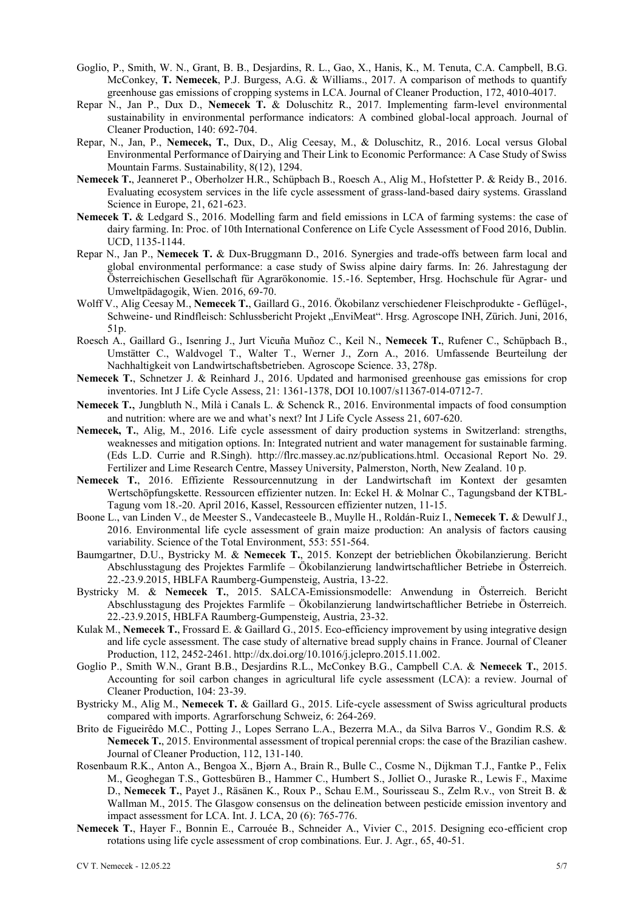Goglio, P., Smith, W. N., Grant, B. B., Desjardins, R. L., Gao, X., Hanis, K., M. Tenuta, C.A. Campbell, B.G. McConkey, **T. Nemecek**, P.J. Burgess, A.G. & Williams., 2017. A comparison of methods to quantify greenhouse gas emissions of cropping systems in LCA. Journal of Cleaner Production, 172, 4010-4017.

Repar N., Jan P., Dux D., **Nemecek T.** & Doluschitz R., 2017. Implementing farm-level environmental sustainability in environmental performance indicators: A combined global-local approach. Journal of Cleaner Production, 140: 692-704.

Repar, N., Jan, P., **Nemecek, T.**, Dux, D., Alig Ceesay, M., & Doluschitz, R., 2016. Local versus Global Environmental Performance of Dairying and Their Link to Economic Performance: A Case Study of Swiss Mountain Farms. Sustainability, 8(12), 1294.

**Nemecek T.**, Jeanneret P., Oberholzer H.R., Schüpbach B., Roesch A., Alig M., Hofstetter P. & Reidy B., 2016. Evaluating ecosystem services in the life cycle assessment of grass-land-based dairy systems. Grassland Science in Europe, 21, 621-623.

**Nemecek T.** & Ledgard S., 2016. Modelling farm and field emissions in LCA of farming systems: the case of dairy farming. In: Proc. of 10th International Conference on Life Cycle Assessment of Food 2016, Dublin. UCD, 1135-1144.

Repar N., Jan P., **Nemecek T.** & Dux-Bruggmann D., 2016. Synergies and trade-offs between farm local and global environmental performance: a case study of Swiss alpine dairy farms. In: 26. Jahrestagung der Österreichischen Gesellschaft für Agrarökonomie. 15.-16. September, Hrsg. Hochschule für Agrar- und Umweltpädagogik, Wien. 2016, 69-70.

Wolff V., Alig Ceesay M., **Nemecek T.**, Gaillard G., 2016. Ökobilanz verschiedener Fleischprodukte - Geflügel-, Schweine- und Rindfleisch: Schlussbericht Projekt „EnviMeat". Hrsg. Agroscope INH, Zürich. Juni, 2016, 51p.

Roesch A., Gaillard G., Isenring J., Jurt Vicuña Muñoz C., Keil N., **Nemecek T.**, Rufener C., Schüpbach B., Umstätter C., Waldvogel T., Walter T., Werner J., Zorn A., 2016. Umfassende Beurteilung der Nachhaltigkeit von Landwirtschaftsbetrieben. Agroscope Science. 33, 278p.

**Nemecek T.**, Schnetzer J. & Reinhard J., 2016. Updated and harmonised greenhouse gas emissions for crop inventories. Int J Life Cycle Assess, 21: 1361-1378, DOI 10.1007/s11367-014-0712-7.

**Nemecek T.**, Jungbluth N., Milà i Canals L. & Schenck R., 2016. Environmental impacts of food consumption and nutrition: where are we and what's next? Int J Life Cycle Assess 21, 607-620.

**Nemecek, T.**, Alig, M., 2016. Life cycle assessment of dairy production systems in Switzerland: strengths, weaknesses and mitigation options. In: Integrated nutrient and water management for sustainable farming. (Eds L.D. Currie and R.Singh). http://flrc.massey.ac.nz/publications.html. Occasional Report No. 29. Fertilizer and Lime Research Centre, Massey University, Palmerston, North, New Zealand. 10 p.

**Nemecek T.**, 2016. Effiziente Ressourcennutzung in der Landwirtschaft im Kontext der gesamten Wertschöpfungskette. Ressourcen effizienter nutzen. In: Eckel H. & Molnar C., Tagungsband der KTBL-Tagung vom 18.-20. April 2016, Kassel, Ressourcen effizienter nutzen, 11-15.

Boone L., van Linden V., de Meester S., Vandecasteele B., Muylle H., Roldán-Ruiz I., **Nemecek T.** & Dewulf J., 2016. Environmental life cycle assessment of grain maize production: An analysis of factors causing variability. Science of the Total Environment, 553: 551-564.

Baumgartner, D.U., Bystricky M. & **Nemecek T.**, 2015. Konzept der betrieblichen Ökobilanzierung. Bericht Abschlusstagung des Projektes Farmlife – Ökobilanzierung landwirtschaftlicher Betriebe in Österreich. 22.-23.9.2015, HBLFA Raumberg-Gumpenstein, Austria, 13-22.

Bystricky M. & **Nemecek T.**, 2015. SALCA-Emissionsmodelle: Anwendung in Österreich. Bericht Abschlusstagung des Projektes Farmlife – Ökobilanzierung landwirtschaftlicher Betriebe in Österreich. 22.-23.9.2015, HBLFA Raumberg-Gumpenstein, Austria, 23-32.

Kulak M., **Nemecek T.**, Frossard E. & Gaillard G., 2015. Eco-efficiency improvement by using integrative design and life cycle assessment. The case study of alternative bread supply chains in France. Journal of Cleaner Production, 112, 2452-2461. http://dx.doi.org/10.1016/j.jclepro.2015.11.002.

Goglio P., Smith W.N., Grant B.B., Desjardins R.L., McConkey B.G., Campbell C.A. & **Nemecek T.**, 2015. Accounting for soil carbon changes in agricultural life cycle assessment (LCA): a review. Journal of Cleaner Production, 104: 23-39.

Bystricky M., Alig M., **Nemecek T.** & Gaillard G., 2015. Life-cycle assessment of Swiss agricultural products compared with imports. Agrarforschung Schweiz, 6: 264-269.

Brito de Figueirêdo M.C., Potting J., Lopes Serrano L.A., Bezerra M.A., da Silva Barros V., Gondim R.S. & **Nemecek T.**, 2015. Environmental assessment of tropical perennial crops: the case of the Brazilian cashew. Journal of Cleaner Production, 112, 131-140.

Rosenbaum R.K., Anton A., Bengoa X., Bjørn A., Brain R., Bulle C., Cosme N., Dijkman T.J., Fantke P., Felix M., Geoghegan T.S., Gottesbüren B., Hammer C., Humbert S., Jolliet O., Juraske R., Lewis F., Maxime D., **Nemecek T.**, Payet J., Räsänen K., Roux P., Schau E.M., Sourisseau S., Zelm R.v., von Streit B. & Wallman M., 2015. The Glasgow consensus on the delineation between pesticide emission inventory and impact assessment for LCA. Int. J. LCA, 20 (6): 765-776.

**Nemecek T.**, Hayer F., Bonnin E., Carrouée B., Schneider A., Vivier C., 2015. Designing eco-efficient crop rotations using life cycle assessment of crop combinations. Eur. J. Agr., 65, 40-51.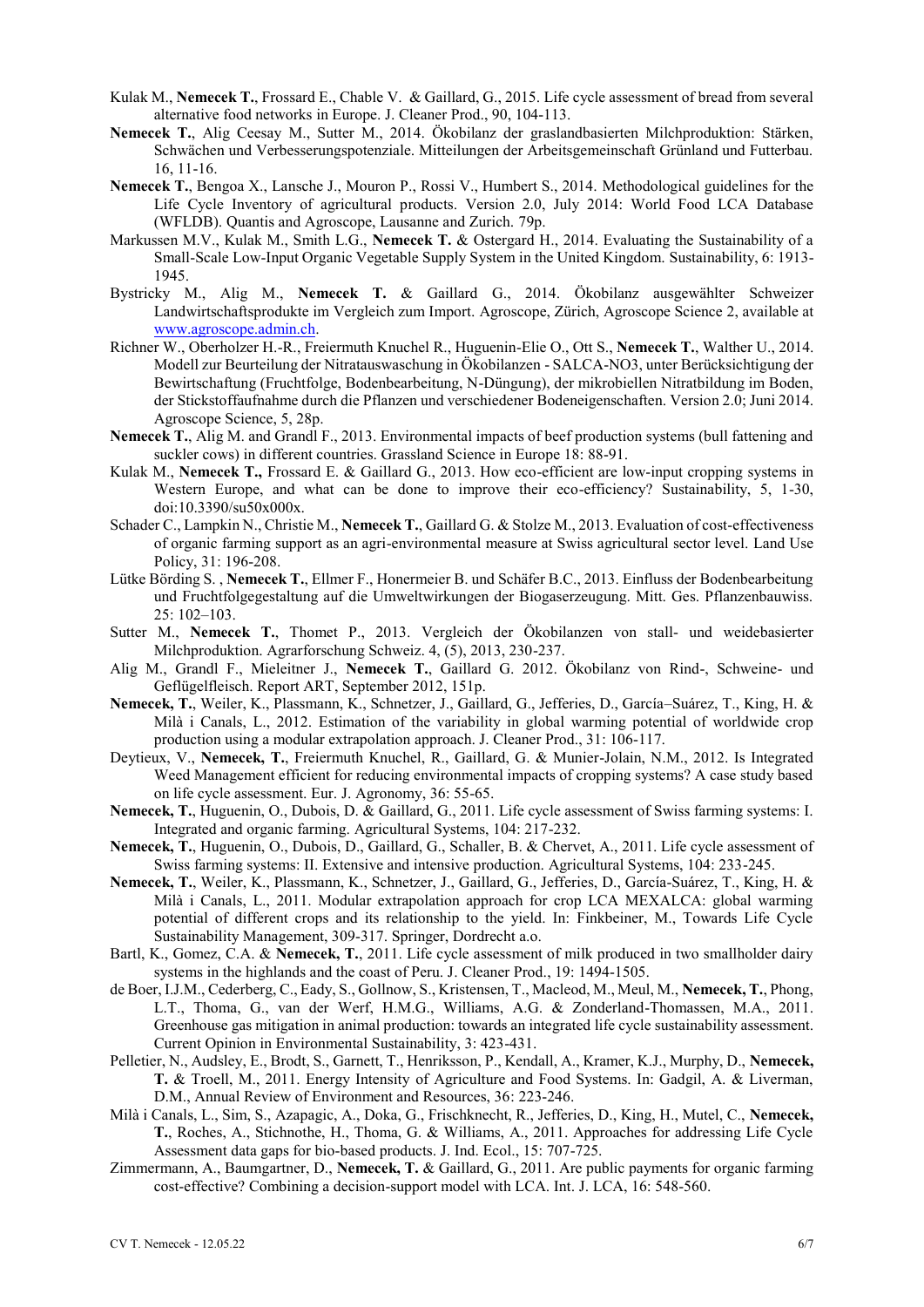Kulak M., **Nemecek T.**, Frossard E., Chable V. & Gaillard, G., 2015. Life cycle assessment of bread from several alternative food networks in Europe. J. Cleaner Prod., 90, 104-113.

**Nemecek T.**, Alig Ceesay M., Sutter M., 2014. Ökobilanz der graslandbasierten Milchproduktion: Stärken, Schwächen und Verbesserungspotenziale. Mitteilungen der Arbeitsgemeinschaft Grünland und Futterbau. 16, 11-16.

**Nemecek T.**, Bengoa X., Lansche J., Mouron P., Rossi V., Humbert S., 2014. Methodological guidelines for the Life Cycle Inventory of agricultural products. Version 2.0, July 2014: World Food LCA Database (WFLDB). Quantis and Agroscope, Lausanne and Zurich. 79p.

Markussen M.V., Kulak M., Smith L.G., **Nemecek T.** & Ostergard H., 2014. Evaluating the Sustainability of a Small-Scale Low-Input Organic Vegetable Supply System in the United Kingdom. Sustainability, 6: 1913-1945.

Bystricky M., Alig M., **Nemecek T.** & Gaillard G., 2014. Ökobilanz ausgewählter Schweizer Landwirtschaftsprodukte im Vergleich zum Import. Agroscope, Zürich, Agroscope Science 2, available at www.agroscope.admin.ch.

Richner W., Oberholzer H.-R., Freiermuth Knuchel R., Huguenin-Elie O., Ott S., **Nemecek T.**, Walther U., 2014. Modell zur Beurteilung der Nitratauswaschung in Ökobilanzen - SALCA-NO3, unter Berücksichtigung der Bewirtschaftung (Fruchtfolge, Bodenbearbeitung, N-Düngung), der mikrobiellen Nitratbildung im Boden, der Stickstoffaufnahme durch die Pflanzen und verschiedener Bodeneigenschaften. Version 2.0; Juni 2014. Agroscope Science, 5, 28p.

**Nemecek T.**, Alig M. and Grandl F., 2013. Environmental impacts of beef production systems (bull fattening and suckler cows) in different countries. Grassland Science in Europe 18: 88-91.

Kulak M., **Nemecek T.,** Frossard E. & Gaillard G., 2013. How eco-efficient are low-input cropping systems in Western Europe, and what can be done to improve their eco-efficiency? Sustainability, 5, 1-30, doi:10.3390/su50x000x.

Schader C., Lampkin N., Christie M., **Nemecek T.**, Gaillard G. & Stolze M., 2013. Evaluation of cost-effectiveness of organic farming support as an agri-environmental measure at Swiss agricultural sector level. Land Use Policy, 31: 196-208.

Lütke Börding S. , **Nemecek T.**, Ellmer F., Honermeier B. und Schäfer B.C., 2013. Einfluss der Bodenbearbeitung und Fruchtfolgegestaltung auf die Umweltwirkungen der Biogaserzeugung. Mitt. Ges. Pflanzenbauwiss. 25: 102–103.

Sutter M., **Nemecek T.**, Thomet P., 2013. Vergleich der Ökobilanzen von stall- und weidebasierter Milchproduktion. Agrarforschung Schweiz. 4, (5), 2013, 230-237.

Alig M., Grandl F., Mieleitner J., **Nemecek T.**, Gaillard G. 2012. Ökobilanz von Rind-, Schweine- und Geflügelfleisch. Report ART, September 2012, 151p.

**Nemecek, T.**, Weiler, K., Plassmann, K., Schnetzer, J., Gaillard, G., Jefferies, D., García–Suárez, T., King, H. & Milà i Canals, L., 2012. Estimation of the variability in global warming potential of worldwide crop production using a modular extrapolation approach. J. Cleaner Prod., 31: 106-117.

Deytieux, V., **Nemecek, T.**, Freiermuth Knuchel, R., Gaillard, G. & Munier-Jolain, N.M., 2012. Is Integrated Weed Management efficient for reducing environmental impacts of cropping systems? A case study based on life cycle assessment. Eur. J. Agronomy, 36: 55-65.

**Nemecek, T.**, Huguenin, O., Dubois, D. & Gaillard, G., 2011. Life cycle assessment of Swiss farming systems: I. Integrated and organic farming. Agricultural Systems, 104: 217-232.

**Nemecek, T.**, Huguenin, O., Dubois, D., Gaillard, G., Schaller, B. & Chervet, A., 2011. Life cycle assessment of Swiss farming systems: II. Extensive and intensive production. Agricultural Systems, 104: 233-245.

**Nemecek, T.**, Weiler, K., Plassmann, K., Schnetzer, J., Gaillard, G., Jefferies, D., García-Suárez, T., King, H. & Milà i Canals, L., 2011. Modular extrapolation approach for crop LCA MEXALCA: global warming potential of different crops and its relationship to the yield. In: Finkbeiner, M., Towards Life Cycle Sustainability Management, 309-317. Springer, Dordrecht a.o.

Bartl, K., Gomez, C.A. & **Nemecek, T.**, 2011. Life cycle assessment of milk produced in two smallholder dairy systems in the highlands and the coast of Peru. J. Cleaner Prod., 19: 1494-1505.

de Boer, I.J.M., Cederberg, C., Eady, S., Gollnow, S., Kristensen, T., Macleod, M., Meul, M., **Nemecek, T.**, Phong, L.T., Thoma, G., van der Werf, H.M.G., Williams, A.G. & Zonderland-Thomassen, M.A., 2011. Greenhouse gas mitigation in animal production: towards an integrated life cycle sustainability assessment. Current Opinion in Environmental Sustainability, 3: 423-431.

Pelletier, N., Audsley, E., Brodt, S., Garnett, T., Henriksson, P., Kendall, A., Kramer, K.J., Murphy, D., **Nemecek, T.** & Troell, M., 2011. Energy Intensity of Agriculture and Food Systems. In: Gadgil, A. & Liverman, D.M., Annual Review of Environment and Resources, 36: 223-246.

Milà i Canals, L., Sim, S., Azapagic, A., Doka, G., Frischknecht, R., Jefferies, D., King, H., Mutel, C., **Nemecek, T.**, Roches, A., Stichnothe, H., Thoma, G. & Williams, A., 2011. Approaches for addressing Life Cycle Assessment data gaps for bio-based products. J. Ind. Ecol., 15: 707-725.

Zimmermann, A., Baumgartner, D., **Nemecek, T.** & Gaillard, G., 2011. Are public payments for organic farming cost-effective? Combining a decision-support model with LCA. Int. J. LCA, 16: 548-560.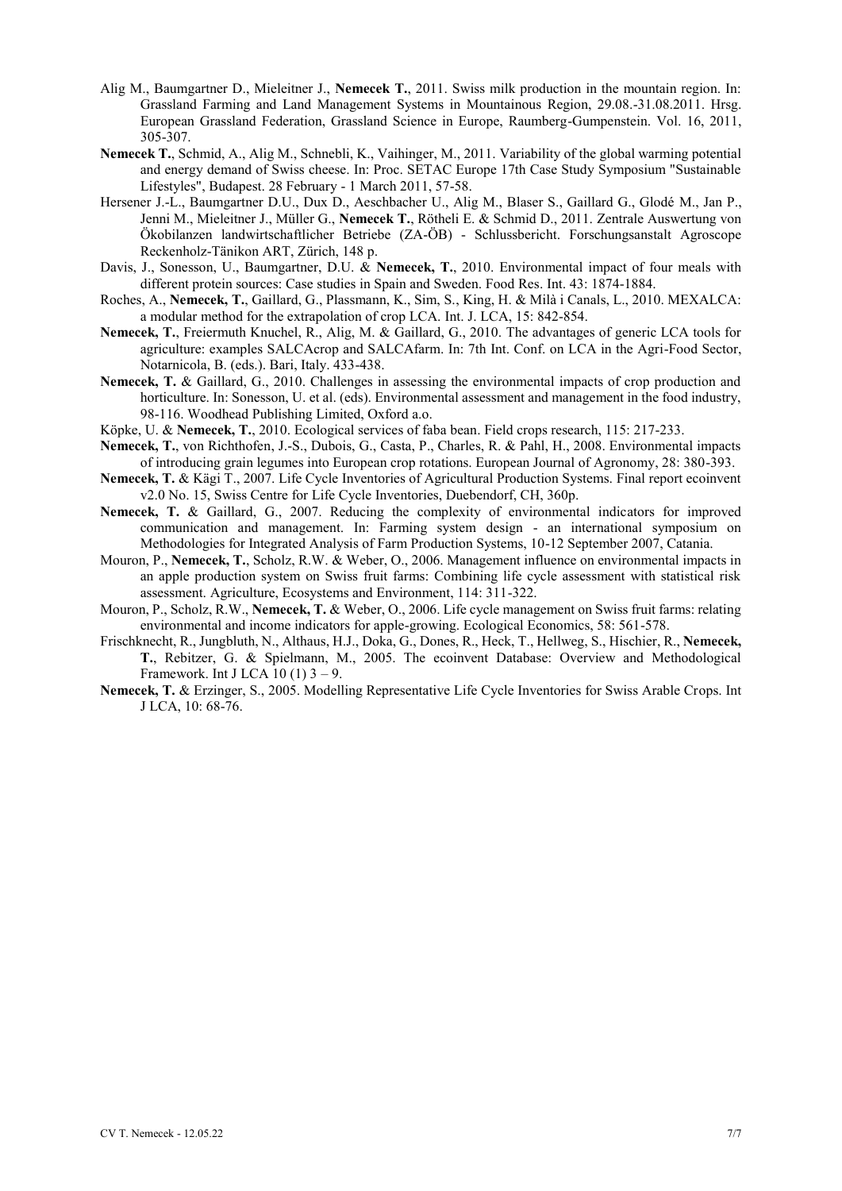Alig M., Baumgartner D., Mieleitner J., **Nemecek T.**, 2011. Swiss milk production in the mountain region. In: Grassland Farming and Land Management Systems in Mountainous Region, 29.08.-31.08.2011. Hrsg. European Grassland Federation, Grassland Science in Europe, Raumberg-Gumpenstein. Vol. 16, 2011, 305-307.

**Nemecek T.**, Schmid, A., Alig M., Schnebli, K., Vaihinger, M., 2011. Variability of the global warming potential and energy demand of Swiss cheese. In: Proc. SETAC Europe 17th Case Study Symposium "Sustainable Lifestyles", Budapest. 28 February - 1 March 2011, 57-58.

Hersener J.-L., Baumgartner D.U., Dux D., Aeschbacher U., Alig M., Blaser S., Gaillard G., Glodé M., Jan P., Jenni M., Mieleitner J., Müller G., **Nemecek T.**, Rötheli E. & Schmid D., 2011. Zentrale Auswertung von Ökobilanzen landwirtschaftlicher Betriebe (ZA-ÖB) - Schlussbericht. Forschungsanstalt Agroscope Reckenholz-Tänikon ART, Zürich, 148 p.

Davis, J., Sonesson, U., Baumgartner, D.U. & **Nemecek, T.**, 2010. Environmental impact of four meals with different protein sources: Case studies in Spain and Sweden. Food Res. Int. 43: 1874-1884.

Roches, A., **Nemecek, T.**, Gaillard, G., Plassmann, K., Sim, S., King, H. & Milà i Canals, L., 2010. MEXALCA: a modular method for the extrapolation of crop LCA. Int. J. LCA, 15: 842-854.

**Nemecek, T.**, Freiermuth Knuchel, R., Alig, M. & Gaillard, G., 2010. The advantages of generic LCA tools for agriculture: examples SALCAcrop and SALCAfarm. In: 7th Int. Conf. on LCA in the Agri-Food Sector, Notarnicola, B. (eds.). Bari, Italy. 433-438.

**Nemecek, T.** & Gaillard, G., 2010. Challenges in assessing the environmental impacts of crop production and horticulture. In: Sonesson, U. et al. (eds). Environmental assessment and management in the food industry, 98-116. Woodhead Publishing Limited, Oxford a.o.

Köpke, U. & **Nemecek, T.**, 2010. Ecological services of faba bean. Field crops research, 115: 217-233.

**Nemecek, T.**, von Richthofen, J.-S., Dubois, G., Casta, P., Charles, R. & Pahl, H., 2008. Environmental impacts of introducing grain legumes into European crop rotations. European Journal of Agronomy, 28: 380-393.

**Nemecek, T.** & Kägi T., 2007. Life Cycle Inventories of Agricultural Production Systems. Final report ecoinvent v2.0 No. 15, Swiss Centre for Life Cycle Inventories, Duebendorf, CH, 360p.

**Nemecek, T.** & Gaillard, G., 2007. Reducing the complexity of environmental indicators for improved communication and management. In: Farming system design - an international symposium on Methodologies for Integrated Analysis of Farm Production Systems, 10-12 September 2007, Catania.

Mouron, P., **Nemecek, T.**, Scholz, R.W. & Weber, O., 2006. Management influence on environmental impacts in an apple production system on Swiss fruit farms: Combining life cycle assessment with statistical risk assessment. Agriculture, Ecosystems and Environment, 114: 311-322.

Mouron, P., Scholz, R.W., **Nemecek, T.** & Weber, O., 2006. Life cycle management on Swiss fruit farms: relating environmental and income indicators for apple-growing. Ecological Economics, 58: 561-578.

Frischknecht, R., Jungbluth, N., Althaus, H.J., Doka, G., Dones, R., Heck, T., Hellweg, S., Hischier, R., **Nemecek, T.**, Rebitzer, G. & Spielmann, M., 2005. The ecoinvent Database: Overview and Methodological Framework. Int J LCA 10 (1) 3 – 9.

**Nemecek, T.** & Erzinger, S., 2005. Modelling Representative Life Cycle Inventories for Swiss Arable Crops. Int J LCA, 10: 68-76.